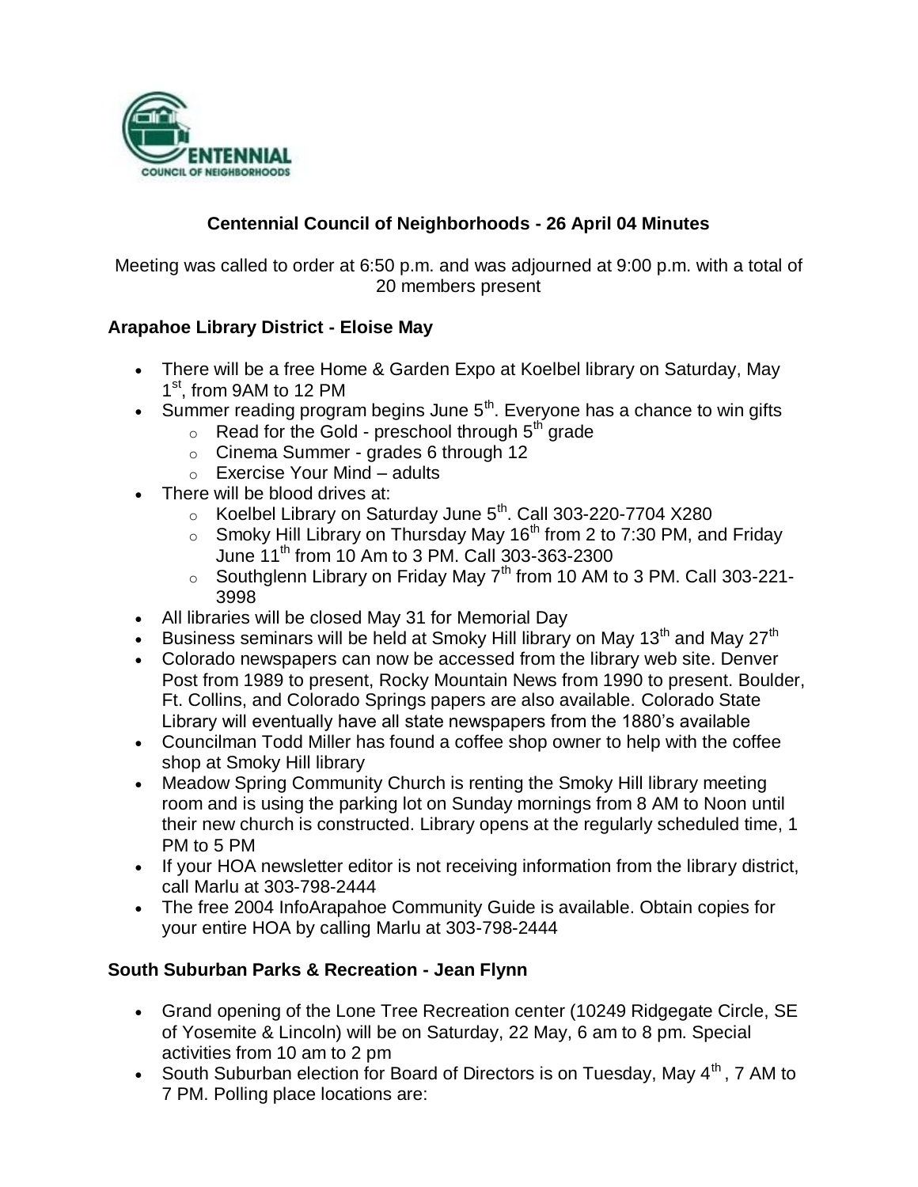# Centennial Council of Neighborhoods - 26 April 04 Minutes

Meeting was called to order at 6:50 p.m. and was adjourned at 9:00 p.m. with a total of 20 members present

## Arapahoe Library District - Eloise May

- There will be a free Home & Garden Expo at Koelbel library on Saturday, May 1st, from 9AM to 12 PM
- Summer reading program begins June 5th. Everyone has a chance to win gifts
  - Read for the Gold - preschool through 5th grade
  - Cinema Summer - grades 6 through 12
  - Exercise Your Mind – adults
- There will be blood drives at:
  - Koelbel Library on Saturday June 5th. Call 303-220-7704 X280
  - Smoky Hill Library on Thursday May 16th from 2 to 7:30 PM, and Friday June 11th from 10 Am to 3 PM. Call 303-363-2300
  - Southglenn Library on Friday May 7th from 10 AM to 3 PM. Call 303-221-3998
- All libraries will be closed May 31 for Memorial Day
- Business seminars will be held at Smoky Hill library on May 13th and May 27th
- Colorado newspapers can now be accessed from the library web site. Denver Post from 1989 to present, Rocky Mountain News from 1990 to present. Boulder, Ft. Collins, and Colorado Springs papers are also available. Colorado State Library will eventually have all state newspapers from the 1880's available
- Councilman Todd Miller has found a coffee shop owner to help with the coffee shop at Smoky Hill library
- Meadow Spring Community Church is renting the Smoky Hill library meeting room and is using the parking lot on Sunday mornings from 8 AM to Noon until their new church is constructed. Library opens at the regularly scheduled time, 1 PM to 5 PM
- If your HOA newsletter editor is not receiving information from the library district, call Marlu at 303-798-2444
- The free 2004 InfoArapahoe Community Guide is available. Obtain copies for your entire HOA by calling Marlu at 303-798-2444

## South Suburban Parks & Recreation - Jean Flynn

- Grand opening of the Lone Tree Recreation center (10249 Ridgegate Circle, SE of Yosemite & Lincoln) will be on Saturday, 22 May, 6 am to 8 pm. Special activities from 10 am to 2 pm
- South Suburban election for Board of Directors is on Tuesday, May 4th, 7 AM to 7 PM. Polling place locations are: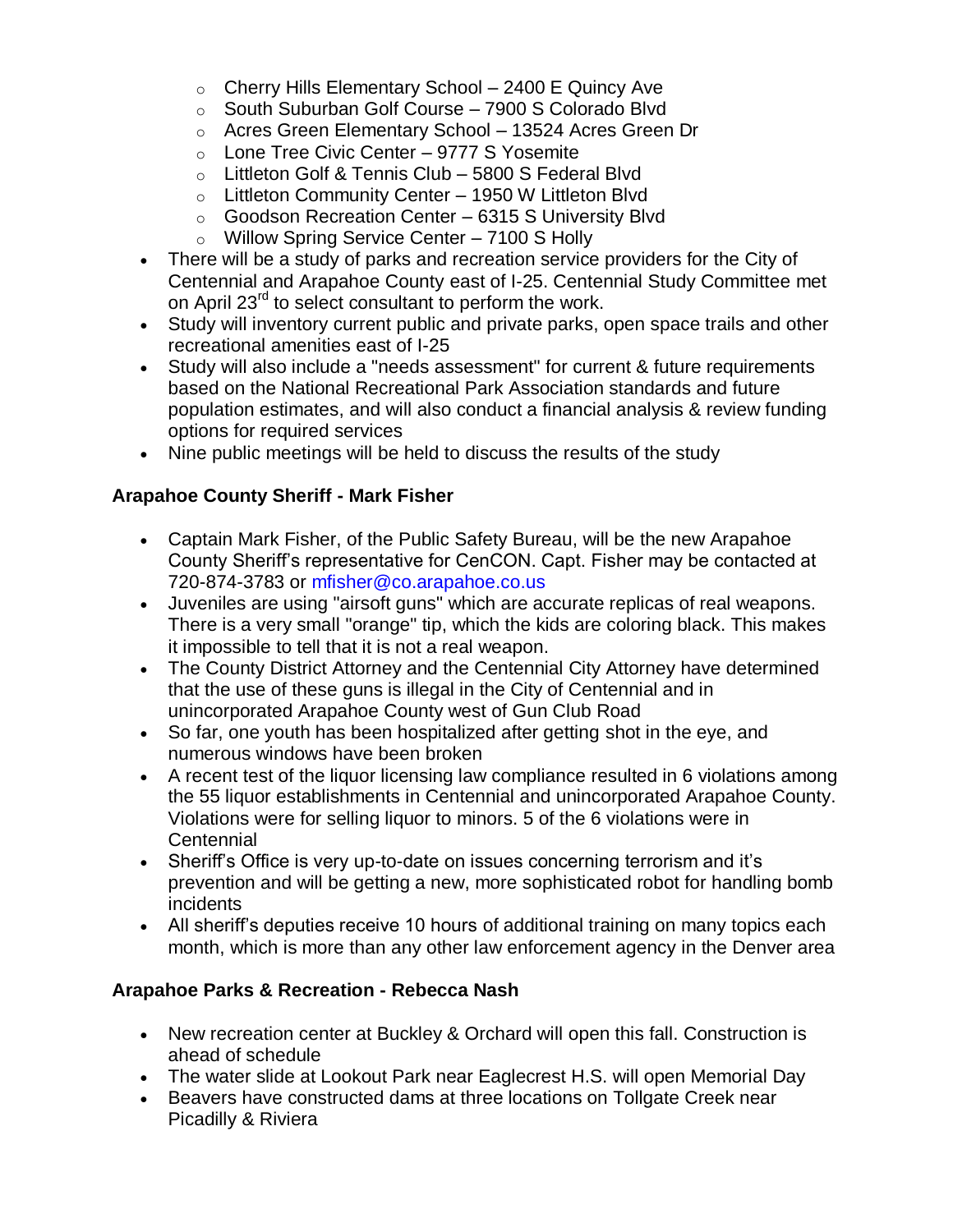- Cherry Hills Elementary School – 2400 E Quincy Ave
  - South Suburban Golf Course – 7900 S Colorado Blvd
  - Acres Green Elementary School – 13524 Acres Green Dr
  - Lone Tree Civic Center – 9777 S Yosemite
  - Littleton Golf & Tennis Club – 5800 S Federal Blvd
  - Littleton Community Center – 1950 W Littleton Blvd
  - Goodson Recreation Center – 6315 S University Blvd
  - Willow Spring Service Center – 7100 S Holly
- There will be a study of parks and recreation service providers for the City of Centennial and Arapahoe County east of I-25. Centennial Study Committee met on April 23rd to select consultant to perform the work.
- Study will inventory current public and private parks, open space trails and other recreational amenities east of I-25
- Study will also include a "needs assessment" for current & future requirements based on the National Recreational Park Association standards and future population estimates, and will also conduct a financial analysis & review funding options for required services
- Nine public meetings will be held to discuss the results of the study

**Arapahoe County Sheriff - Mark Fisher**

- Captain Mark Fisher, of the Public Safety Bureau, will be the new Arapahoe County Sheriff's representative for CenCON. Capt. Fisher may be contacted at 720-874-3783 or mfisher@co.arapahoe.co.us
- Juveniles are using "airsoft guns" which are accurate replicas of real weapons. There is a very small "orange" tip, which the kids are coloring black. This makes it impossible to tell that it is not a real weapon.
- The County District Attorney and the Centennial City Attorney have determined that the use of these guns is illegal in the City of Centennial and in unincorporated Arapahoe County west of Gun Club Road
- So far, one youth has been hospitalized after getting shot in the eye, and numerous windows have been broken
- A recent test of the liquor licensing law compliance resulted in 6 violations among the 55 liquor establishments in Centennial and unincorporated Arapahoe County. Violations were for selling liquor to minors. 5 of the 6 violations were in Centennial
- Sheriff's Office is very up-to-date on issues concerning terrorism and it's prevention and will be getting a new, more sophisticated robot for handling bomb incidents
- All sheriff's deputies receive 10 hours of additional training on many topics each month, which is more than any other law enforcement agency in the Denver area

**Arapahoe Parks & Recreation - Rebecca Nash**

- New recreation center at Buckley & Orchard will open this fall. Construction is ahead of schedule
- The water slide at Lookout Park near Eaglecrest H.S. will open Memorial Day
- Beavers have constructed dams at three locations on Tollgate Creek near Picadilly & Riviera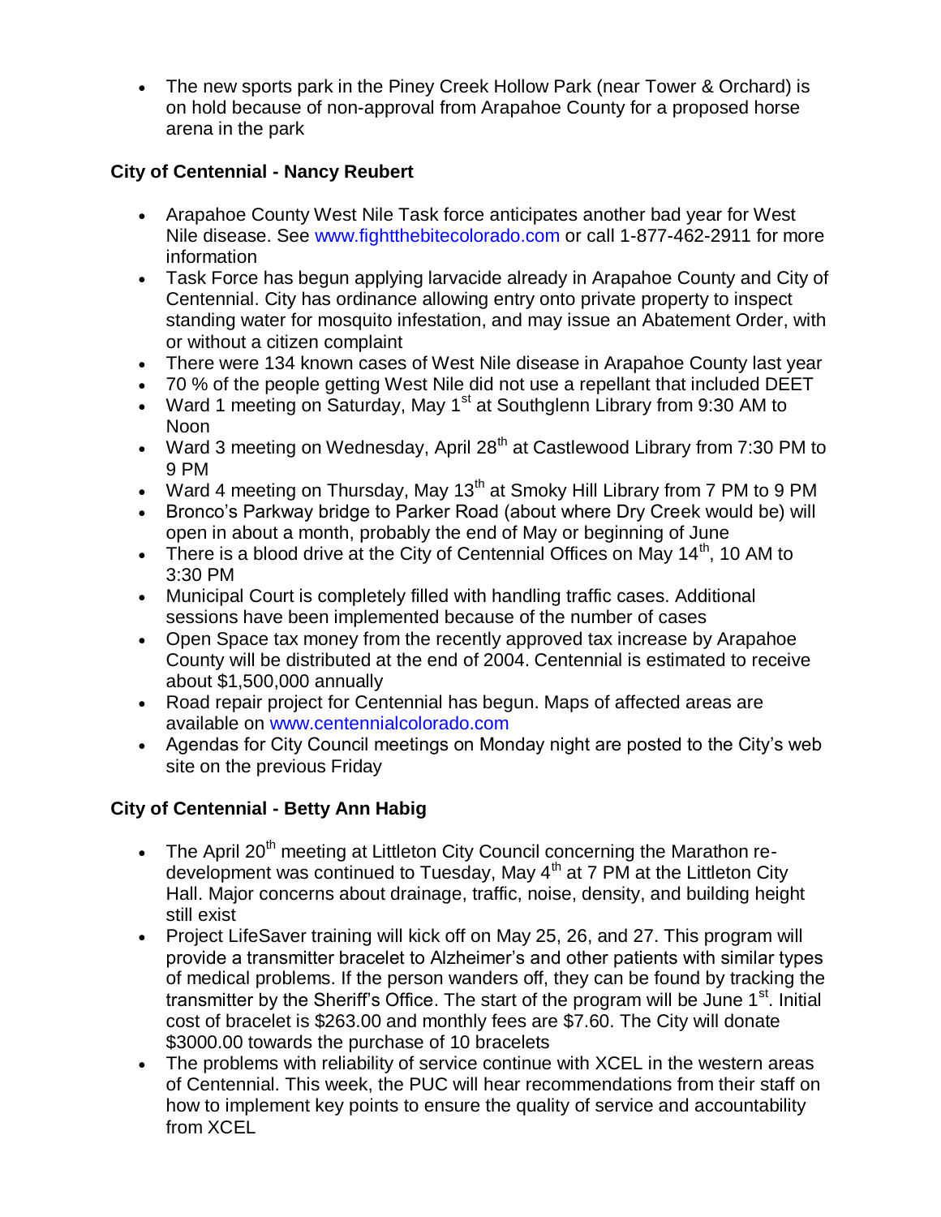- The new sports park in the Piney Creek Hollow Park (near Tower & Orchard) is on hold because of non-approval from Arapahoe County for a proposed horse arena in the park

**City of Centennial - Nancy Reubert**

- Arapahoe County West Nile Task force anticipates another bad year for West Nile disease. See www.fightthebitecolorado.com or call 1-877-462-2911 for more information
- Task Force has begun applying larvacide already in Arapahoe County and City of Centennial. City has ordinance allowing entry onto private property to inspect standing water for mosquito infestation, and may issue an Abatement Order, with or without a citizen complaint
- There were 134 known cases of West Nile disease in Arapahoe County last year
- 70 % of the people getting West Nile did not use a repellant that included DEET
- Ward 1 meeting on Saturday, May 1st at Southglenn Library from 9:30 AM to Noon
- Ward 3 meeting on Wednesday, April 28th at Castlewood Library from 7:30 PM to 9 PM
- Ward 4 meeting on Thursday, May 13th at Smoky Hill Library from 7 PM to 9 PM
- Bronco's Parkway bridge to Parker Road (about where Dry Creek would be) will open in about a month, probably the end of May or beginning of June
- There is a blood drive at the City of Centennial Offices on May 14th, 10 AM to 3:30 PM
- Municipal Court is completely filled with handling traffic cases. Additional sessions have been implemented because of the number of cases
- Open Space tax money from the recently approved tax increase by Arapahoe County will be distributed at the end of 2004. Centennial is estimated to receive about $1,500,000 annually
- Road repair project for Centennial has begun. Maps of affected areas are available on www.centennialcolorado.com
- Agendas for City Council meetings on Monday night are posted to the City's web site on the previous Friday

**City of Centennial - Betty Ann Habig**

- The April 20th meeting at Littleton City Council concerning the Marathon re-development was continued to Tuesday, May 4th at 7 PM at the Littleton City Hall. Major concerns about drainage, traffic, noise, density, and building height still exist
- Project LifeSaver training will kick off on May 25, 26, and 27. This program will provide a transmitter bracelet to Alzheimer's and other patients with similar types of medical problems. If the person wanders off, they can be found by tracking the transmitter by the Sheriff's Office. The start of the program will be June 1st. Initial cost of bracelet is $263.00 and monthly fees are $7.60. The City will donate $3000.00 towards the purchase of 10 bracelets
- The problems with reliability of service continue with XCEL in the western areas of Centennial. This week, the PUC will hear recommendations from their staff on how to implement key points to ensure the quality of service and accountability from XCEL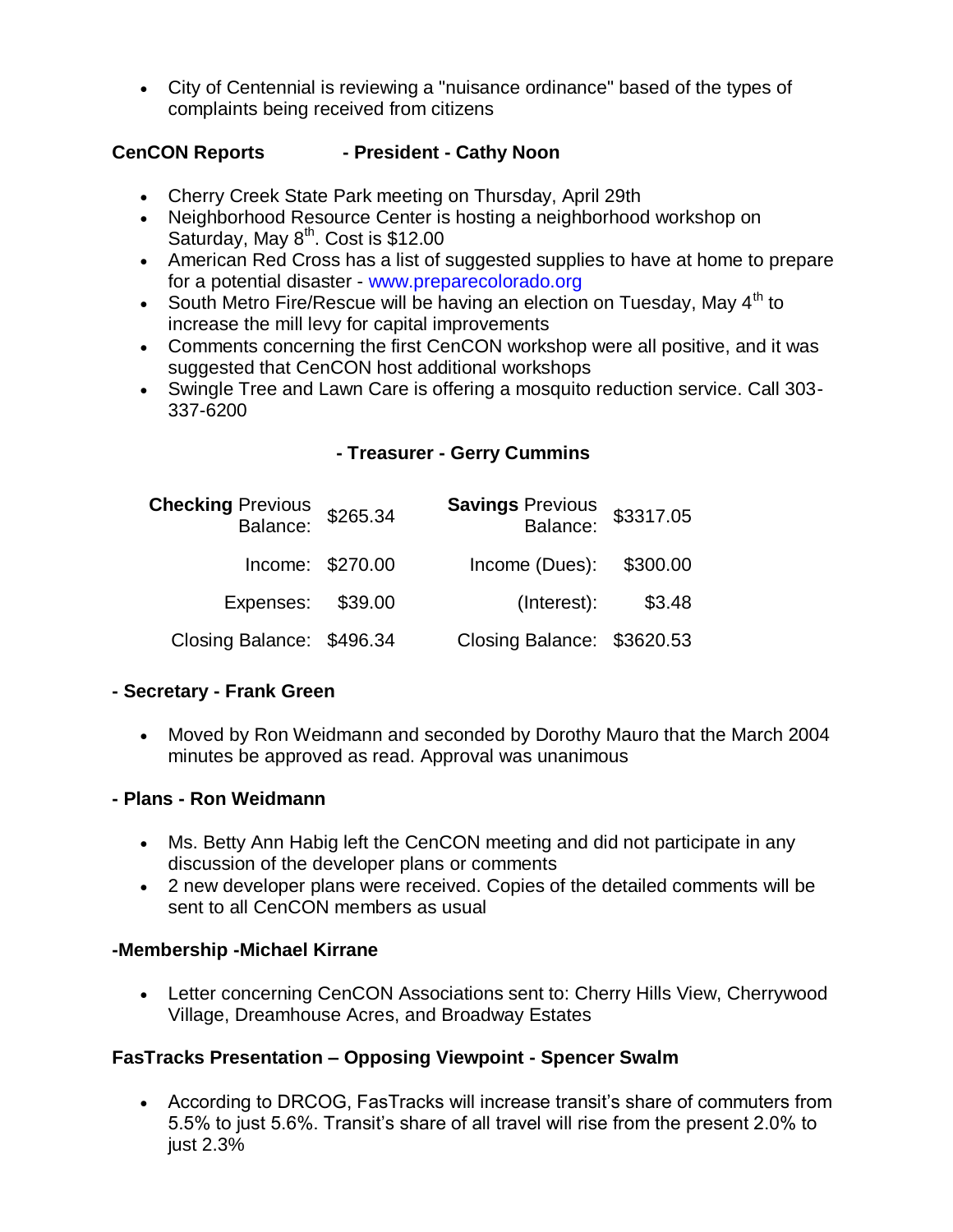- City of Centennial is reviewing a "nuisance ordinance" based of the types of complaints being received from citizens

**CenCON Reports - President - Cathy Noon**

- Cherry Creek State Park meeting on Thursday, April 29th
- Neighborhood Resource Center is hosting a neighborhood workshop on Saturday, May 8th. Cost is $12.00
- American Red Cross has a list of suggested supplies to have at home to prepare for a potential disaster - www.preparecolorado.org
- South Metro Fire/Rescue will be having an election on Tuesday, May 4th to increase the mill levy for capital improvements
- Comments concerning the first CenCON workshop were all positive, and it was suggested that CenCON host additional workshops
- Swingle Tree and Lawn Care is offering a mosquito reduction service. Call 303-337-6200

**- Treasurer - Gerry Cummins**

| | | | |
|---|---|---|---|
| **Checking** Previous Balance: | $265.34 | **Savings** Previous Balance: | $3317.05 |
| Income: | $270.00 | Income (Dues): | $300.00 |
| Expenses: | $39.00 | (Interest): | $3.48 |
| Closing Balance: | $496.34 | Closing Balance: | $3620.53 |

**- Secretary - Frank Green**

- Moved by Ron Weidmann and seconded by Dorothy Mauro that the March 2004 minutes be approved as read. Approval was unanimous

**- Plans - Ron Weidmann**

- Ms. Betty Ann Habig left the CenCON meeting and did not participate in any discussion of the developer plans or comments
- 2 new developer plans were received. Copies of the detailed comments will be sent to all CenCON members as usual

**-Membership -Michael Kirrane**

- Letter concerning CenCON Associations sent to: Cherry Hills View, Cherrywood Village, Dreamhouse Acres, and Broadway Estates

**FasTracks Presentation – Opposing Viewpoint - Spencer Swalm**

- According to DRCOG, FasTracks will increase transit's share of commuters from 5.5% to just 5.6%. Transit's share of all travel will rise from the present 2.0% to just 2.3%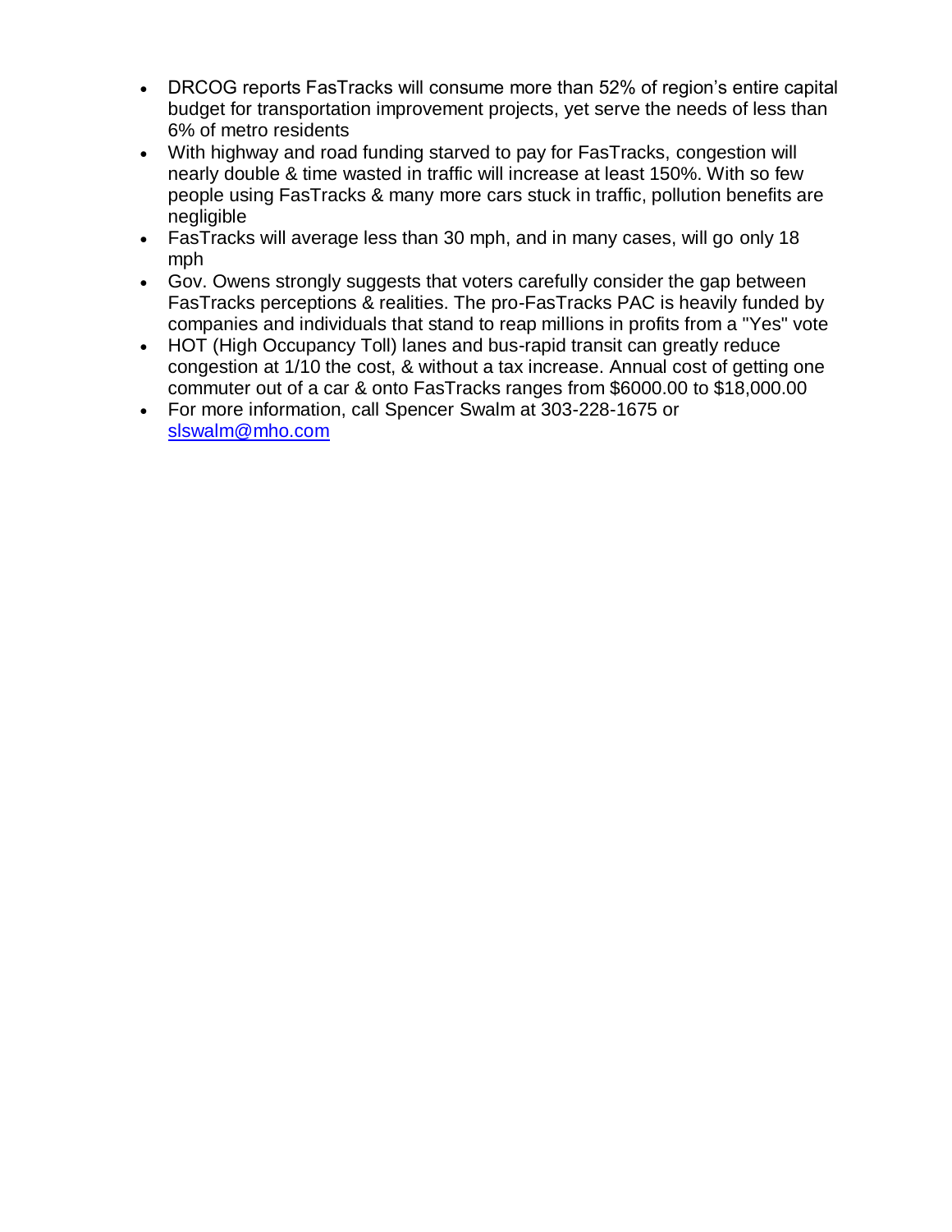- DRCOG reports FasTracks will consume more than 52% of region's entire capital budget for transportation improvement projects, yet serve the needs of less than 6% of metro residents
- With highway and road funding starved to pay for FasTracks, congestion will nearly double & time wasted in traffic will increase at least 150%. With so few people using FasTracks & many more cars stuck in traffic, pollution benefits are negligible
- FasTracks will average less than 30 mph, and in many cases, will go only 18 mph
- Gov. Owens strongly suggests that voters carefully consider the gap between FasTracks perceptions & realities. The pro-FasTracks PAC is heavily funded by companies and individuals that stand to reap millions in profits from a "Yes" vote
- HOT (High Occupancy Toll) lanes and bus-rapid transit can greatly reduce congestion at 1/10 the cost, & without a tax increase. Annual cost of getting one commuter out of a car & onto FasTracks ranges from $6000.00 to $18,000.00
- For more information, call Spencer Swalm at 303-228-1675 or [slswalm@mho.com](mailto:slswalm@mho.com)